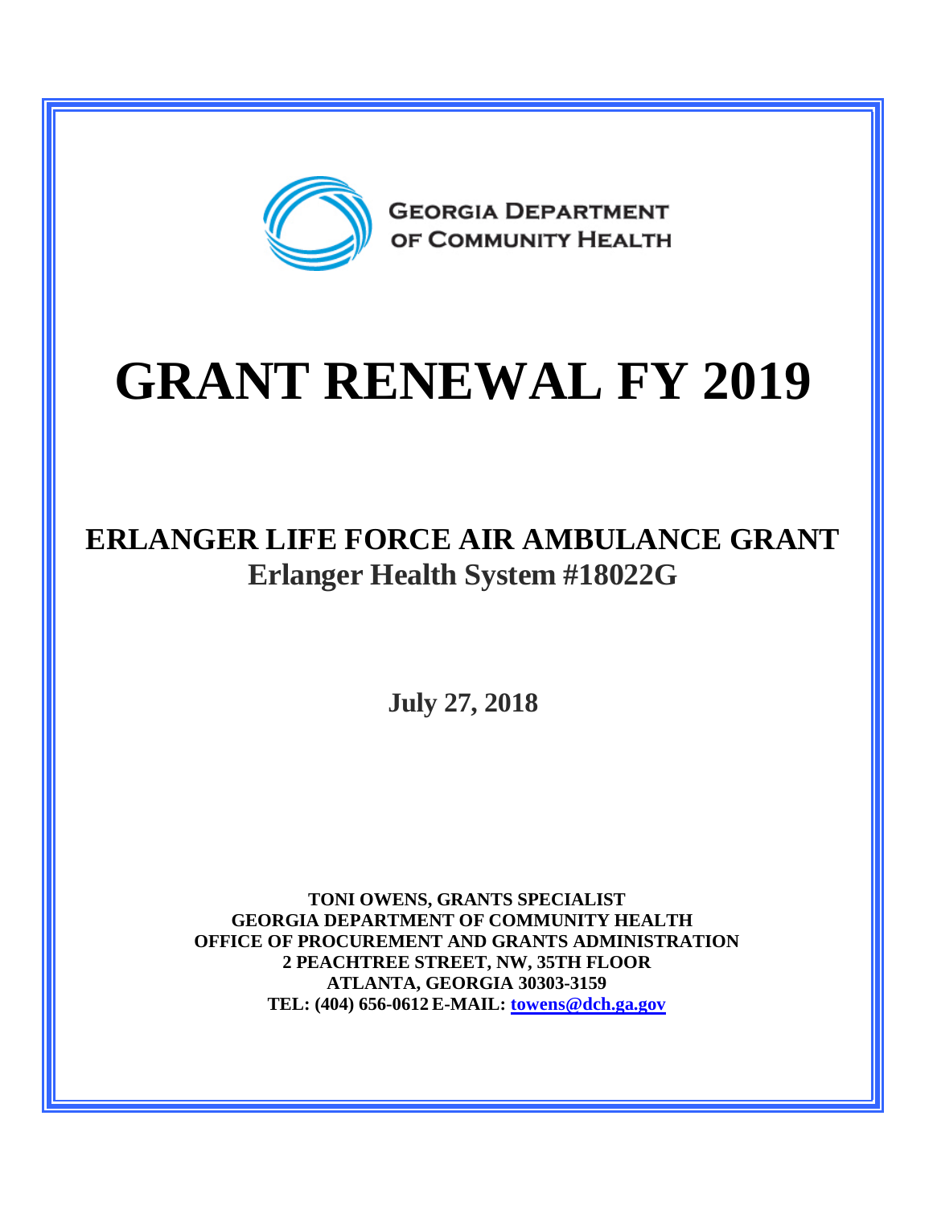GEORGIA DEPARTMENT OF COMMUNITY HEALTH

# GRANT RENEWAL FY 2019

## ERLANGER LIFE FORCE AIR AMBULANCE GRANT

### Erlanger Health System #18022G

**July 27, 2018**

**TONI OWENS, GRANTS SPECIALIST**
**GEORGIA DEPARTMENT OF COMMUNITY HEALTH**
**OFFICE OF PROCUREMENT AND GRANTS ADMINISTRATION**
**2 PEACHTREE STREET, NW, 35TH FLOOR**
**ATLANTA, GEORGIA 30303-3159**
**TEL: (404) 656-0612 E-MAIL: towens@dch.ga.gov**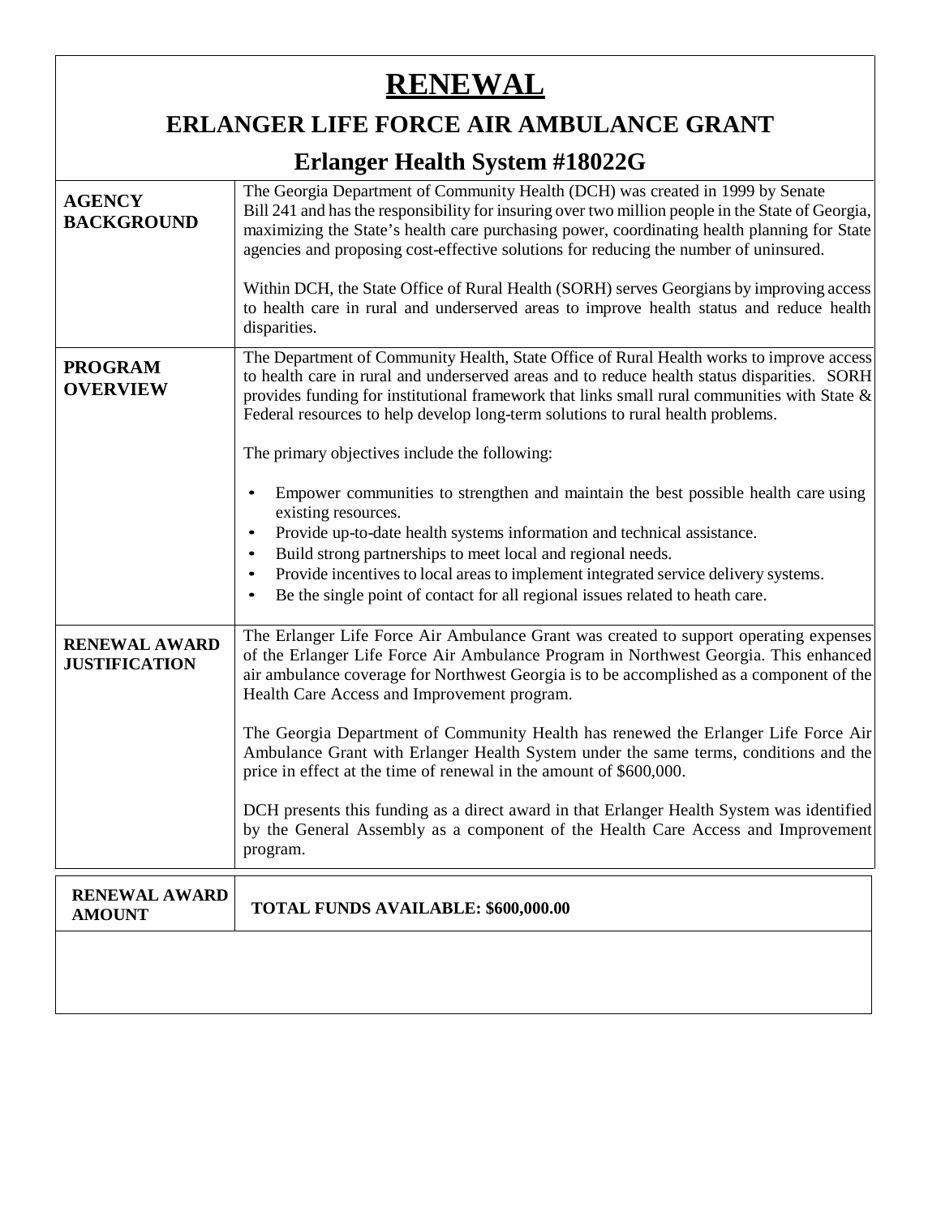# RENEWAL

## ERLANGER LIFE FORCE AIR AMBULANCE GRANT

## Erlanger Health System #18022G

| | |
|---|---|
| **AGENCY BACKGROUND** | The Georgia Department of Community Health (DCH) was created in 1999 by Senate Bill 241 and has the responsibility for insuring over two million people in the State of Georgia, maximizing the State's health care purchasing power, coordinating health planning for State agencies and proposing cost-effective solutions for reducing the number of uninsured.<br><br>Within DCH, the State Office of Rural Health (SORH) serves Georgians by improving access to health care in rural and underserved areas to improve health status and reduce health disparities. |
| **PROGRAM OVERVIEW** | The Department of Community Health, State Office of Rural Health works to improve access to health care in rural and underserved areas and to reduce health status disparities. SORH provides funding for institutional framework that links small rural communities with State & Federal resources to help develop long-term solutions to rural health problems.<br><br>The primary objectives include the following:<br><br>• Empower communities to strengthen and maintain the best possible health care using existing resources.<br>• Provide up-to-date health systems information and technical assistance.<br>• Build strong partnerships to meet local and regional needs.<br>• Provide incentives to local areas to implement integrated service delivery systems.<br>• Be the single point of contact for all regional issues related to heath care. |
| **RENEWAL AWARD JUSTIFICATION** | The Erlanger Life Force Air Ambulance Grant was created to support operating expenses of the Erlanger Life Force Air Ambulance Program in Northwest Georgia. This enhanced air ambulance coverage for Northwest Georgia is to be accomplished as a component of the Health Care Access and Improvement program.<br><br>The Georgia Department of Community Health has renewed the Erlanger Life Force Air Ambulance Grant with Erlanger Health System under the same terms, conditions and the price in effect at the time of renewal in the amount of $600,000.<br><br>DCH presents this funding as a direct award in that Erlanger Health System was identified by the General Assembly as a component of the Health Care Access and Improvement program. |

| | |
|---|---|
| **RENEWAL AWARD AMOUNT** | **TOTAL FUNDS AVAILABLE: $600,000.00** |